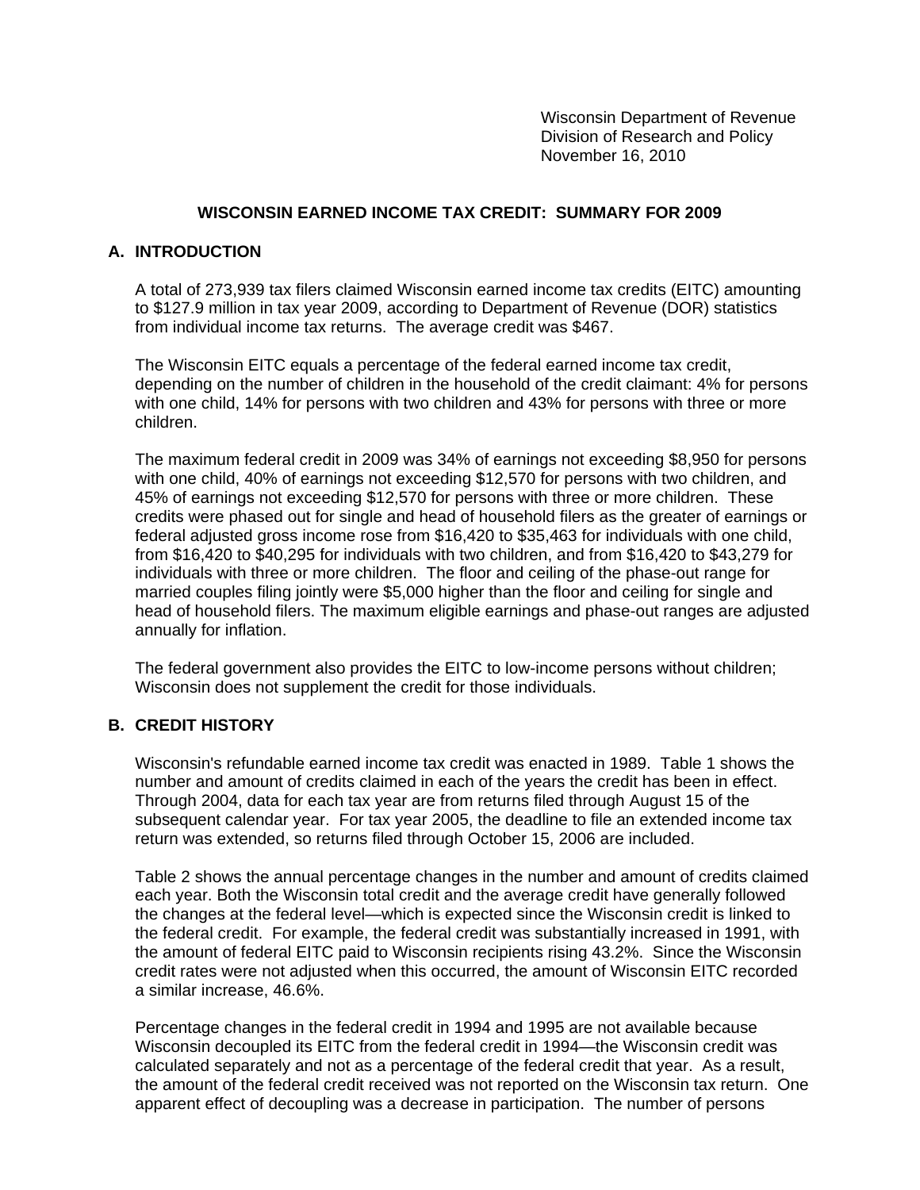Wisconsin Department of Revenue
Division of Research and Policy
November 16, 2010

# WISCONSIN EARNED INCOME TAX CREDIT: SUMMARY FOR 2009

## A. INTRODUCTION

A total of 273,939 tax filers claimed Wisconsin earned income tax credits (EITC) amounting to $127.9 million in tax year 2009, according to Department of Revenue (DOR) statistics from individual income tax returns. The average credit was $467.

The Wisconsin EITC equals a percentage of the federal earned income tax credit, depending on the number of children in the household of the credit claimant: 4% for persons with one child, 14% for persons with two children and 43% for persons with three or more children.

The maximum federal credit in 2009 was 34% of earnings not exceeding $8,950 for persons with one child, 40% of earnings not exceeding $12,570 for persons with two children, and 45% of earnings not exceeding $12,570 for persons with three or more children. These credits were phased out for single and head of household filers as the greater of earnings or federal adjusted gross income rose from $16,420 to $35,463 for individuals with one child, from $16,420 to $40,295 for individuals with two children, and from $16,420 to $43,279 for individuals with three or more children. The floor and ceiling of the phase-out range for married couples filing jointly were $5,000 higher than the floor and ceiling for single and head of household filers. The maximum eligible earnings and phase-out ranges are adjusted annually for inflation.

The federal government also provides the EITC to low-income persons without children; Wisconsin does not supplement the credit for those individuals.

## B. CREDIT HISTORY

Wisconsin's refundable earned income tax credit was enacted in 1989. Table 1 shows the number and amount of credits claimed in each of the years the credit has been in effect. Through 2004, data for each tax year are from returns filed through August 15 of the subsequent calendar year. For tax year 2005, the deadline to file an extended income tax return was extended, so returns filed through October 15, 2006 are included.

Table 2 shows the annual percentage changes in the number and amount of credits claimed each year. Both the Wisconsin total credit and the average credit have generally followed the changes at the federal level—which is expected since the Wisconsin credit is linked to the federal credit. For example, the federal credit was substantially increased in 1991, with the amount of federal EITC paid to Wisconsin recipients rising 43.2%. Since the Wisconsin credit rates were not adjusted when this occurred, the amount of Wisconsin EITC recorded a similar increase, 46.6%.

Percentage changes in the federal credit in 1994 and 1995 are not available because Wisconsin decoupled its EITC from the federal credit in 1994—the Wisconsin credit was calculated separately and not as a percentage of the federal credit that year. As a result, the amount of the federal credit received was not reported on the Wisconsin tax return. One apparent effect of decoupling was a decrease in participation. The number of persons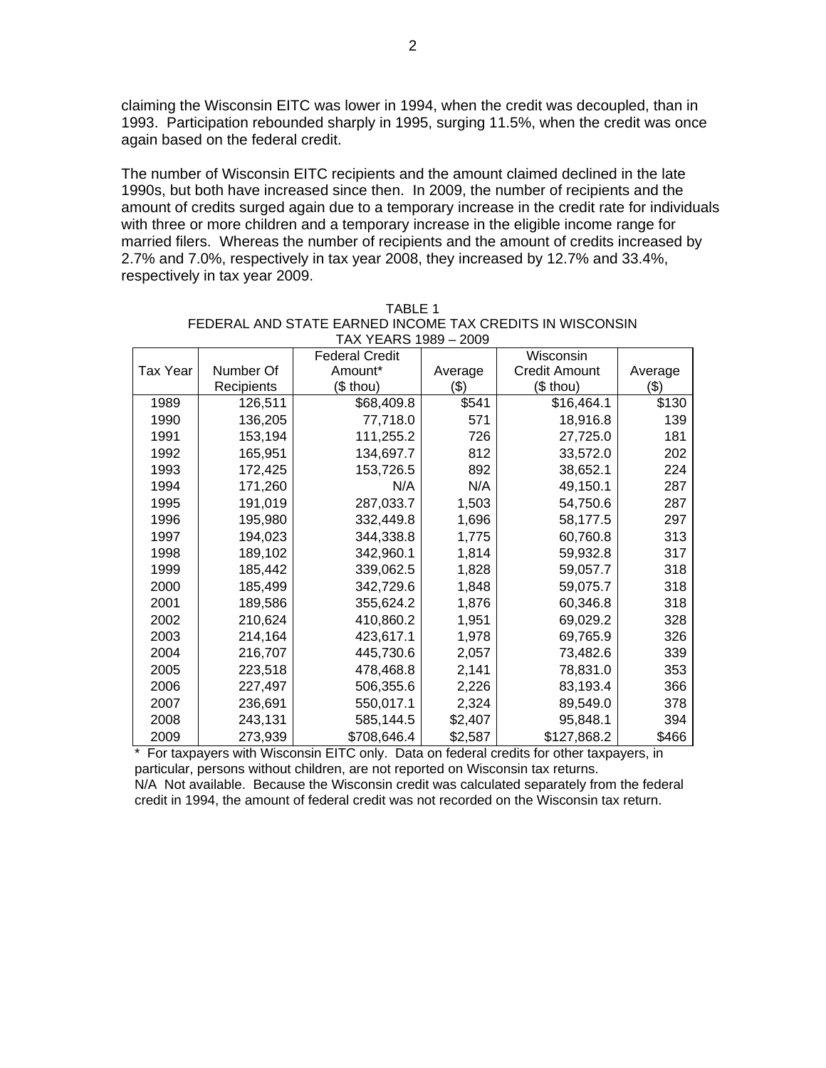claiming the Wisconsin EITC was lower in 1994, when the credit was decoupled, than in 1993. Participation rebounded sharply in 1995, surging 11.5%, when the credit was once again based on the federal credit.

The number of Wisconsin EITC recipients and the amount claimed declined in the late 1990s, but both have increased since then. In 2009, the number of recipients and the amount of credits surged again due to a temporary increase in the credit rate for individuals with three or more children and a temporary increase in the eligible income range for married filers. Whereas the number of recipients and the amount of credits increased by 2.7% and 7.0%, respectively in tax year 2008, they increased by 12.7% and 33.4%, respectively in tax year 2009.

TABLE 1
FEDERAL AND STATE EARNED INCOME TAX CREDITS IN WISCONSIN
TAX YEARS 1989 – 2009

| Tax Year | Number Of Recipients | Federal Credit Amount* ($ thou) | Average ($) | Wisconsin Credit Amount ($ thou) | Average ($) |
|---|---|---|---|---|---|
| 1989 | 126,511 | $68,409.8 | $541 | $16,464.1 | $130 |
| 1990 | 136,205 | 77,718.0 | 571 | 18,916.8 | 139 |
| 1991 | 153,194 | 111,255.2 | 726 | 27,725.0 | 181 |
| 1992 | 165,951 | 134,697.7 | 812 | 33,572.0 | 202 |
| 1993 | 172,425 | 153,726.5 | 892 | 38,652.1 | 224 |
| 1994 | 171,260 | N/A | N/A | 49,150.1 | 287 |
| 1995 | 191,019 | 287,033.7 | 1,503 | 54,750.6 | 287 |
| 1996 | 195,980 | 332,449.8 | 1,696 | 58,177.5 | 297 |
| 1997 | 194,023 | 344,338.8 | 1,775 | 60,760.8 | 313 |
| 1998 | 189,102 | 342,960.1 | 1,814 | 59,932.8 | 317 |
| 1999 | 185,442 | 339,062.5 | 1,828 | 59,057.7 | 318 |
| 2000 | 185,499 | 342,729.6 | 1,848 | 59,075.7 | 318 |
| 2001 | 189,586 | 355,624.2 | 1,876 | 60,346.8 | 318 |
| 2002 | 210,624 | 410,860.2 | 1,951 | 69,029.2 | 328 |
| 2003 | 214,164 | 423,617.1 | 1,978 | 69,765.9 | 326 |
| 2004 | 216,707 | 445,730.6 | 2,057 | 73,482.6 | 339 |
| 2005 | 223,518 | 478,468.8 | 2,141 | 78,831.0 | 353 |
| 2006 | 227,497 | 506,355.6 | 2,226 | 83,193.4 | 366 |
| 2007 | 236,691 | 550,017.1 | 2,324 | 89,549.0 | 378 |
| 2008 | 243,131 | 585,144.5 | $2,407 | 95,848.1 | 394 |
| 2009 | 273,939 | $708,646.4 | $2,587 | $127,868.2 | $466 |

\* For taxpayers with Wisconsin EITC only. Data on federal credits for other taxpayers, in particular, persons without children, are not reported on Wisconsin tax returns.
N/A Not available. Because the Wisconsin credit was calculated separately from the federal credit in 1994, the amount of federal credit was not recorded on the Wisconsin tax return.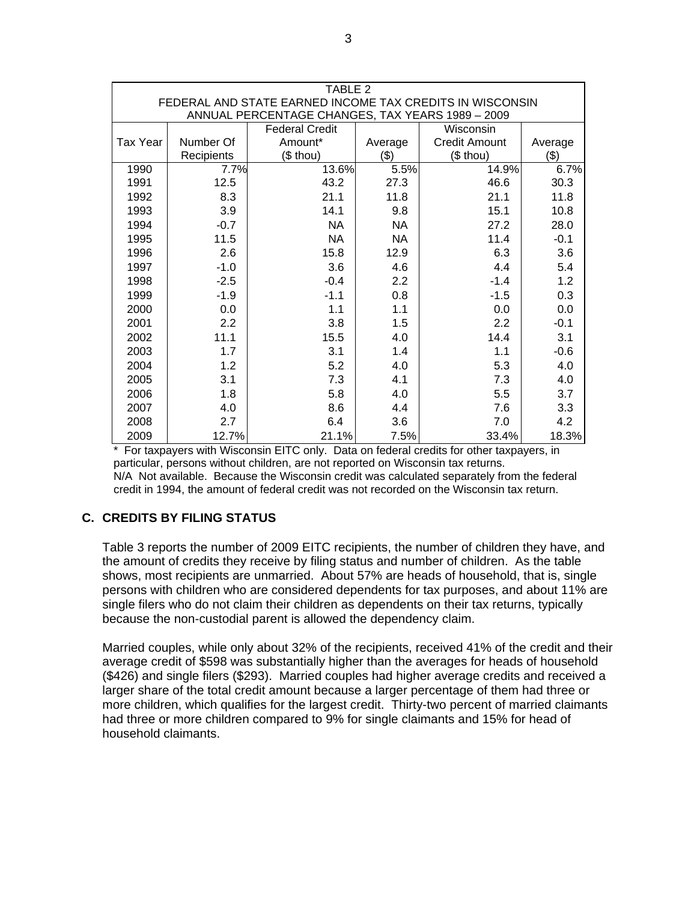| TABLE 2<br>FEDERAL AND STATE EARNED INCOME TAX CREDITS IN WISCONSIN<br>ANNUAL PERCENTAGE CHANGES, TAX YEARS 1989 – 2009 | | | | | |
|---|---|---|---|---|---|
| Tax Year | Number Of Recipients | Federal Credit Amount* ($ thou) | Average ($) | Wisconsin Credit Amount ($ thou) | Average ($) |
| 1990 | 7.7% | 13.6% | 5.5% | 14.9% | 6.7% |
| 1991 | 12.5 | 43.2 | 27.3 | 46.6 | 30.3 |
| 1992 | 8.3 | 21.1 | 11.8 | 21.1 | 11.8 |
| 1993 | 3.9 | 14.1 | 9.8 | 15.1 | 10.8 |
| 1994 | -0.7 | NA | NA | 27.2 | 28.0 |
| 1995 | 11.5 | NA | NA | 11.4 | -0.1 |
| 1996 | 2.6 | 15.8 | 12.9 | 6.3 | 3.6 |
| 1997 | -1.0 | 3.6 | 4.6 | 4.4 | 5.4 |
| 1998 | -2.5 | -0.4 | 2.2 | -1.4 | 1.2 |
| 1999 | -1.9 | -1.1 | 0.8 | -1.5 | 0.3 |
| 2000 | 0.0 | 1.1 | 1.1 | 0.0 | 0.0 |
| 2001 | 2.2 | 3.8 | 1.5 | 2.2 | -0.1 |
| 2002 | 11.1 | 15.5 | 4.0 | 14.4 | 3.1 |
| 2003 | 1.7 | 3.1 | 1.4 | 1.1 | -0.6 |
| 2004 | 1.2 | 5.2 | 4.0 | 5.3 | 4.0 |
| 2005 | 3.1 | 7.3 | 4.1 | 7.3 | 4.0 |
| 2006 | 1.8 | 5.8 | 4.0 | 5.5 | 3.7 |
| 2007 | 4.0 | 8.6 | 4.4 | 7.6 | 3.3 |
| 2008 | 2.7 | 6.4 | 3.6 | 7.0 | 4.2 |
| 2009 | 12.7% | 21.1% | 7.5% | 33.4% | 18.3% |

\* For taxpayers with Wisconsin EITC only. Data on federal credits for other taxpayers, in particular, persons without children, are not reported on Wisconsin tax returns.
N/A Not available. Because the Wisconsin credit was calculated separately from the federal credit in 1994, the amount of federal credit was not recorded on the Wisconsin tax return.

## C. CREDITS BY FILING STATUS

Table 3 reports the number of 2009 EITC recipients, the number of children they have, and the amount of credits they receive by filing status and number of children. As the table shows, most recipients are unmarried. About 57% are heads of household, that is, single persons with children who are considered dependents for tax purposes, and about 11% are single filers who do not claim their children as dependents on their tax returns, typically because the non-custodial parent is allowed the dependency claim.

Married couples, while only about 32% of the recipients, received 41% of the credit and their average credit of $598 was substantially higher than the averages for heads of household ($426) and single filers ($293). Married couples had higher average credits and received a larger share of the total credit amount because a larger percentage of them had three or more children, which qualifies for the largest credit. Thirty-two percent of married claimants had three or more children compared to 9% for single claimants and 15% for head of household claimants.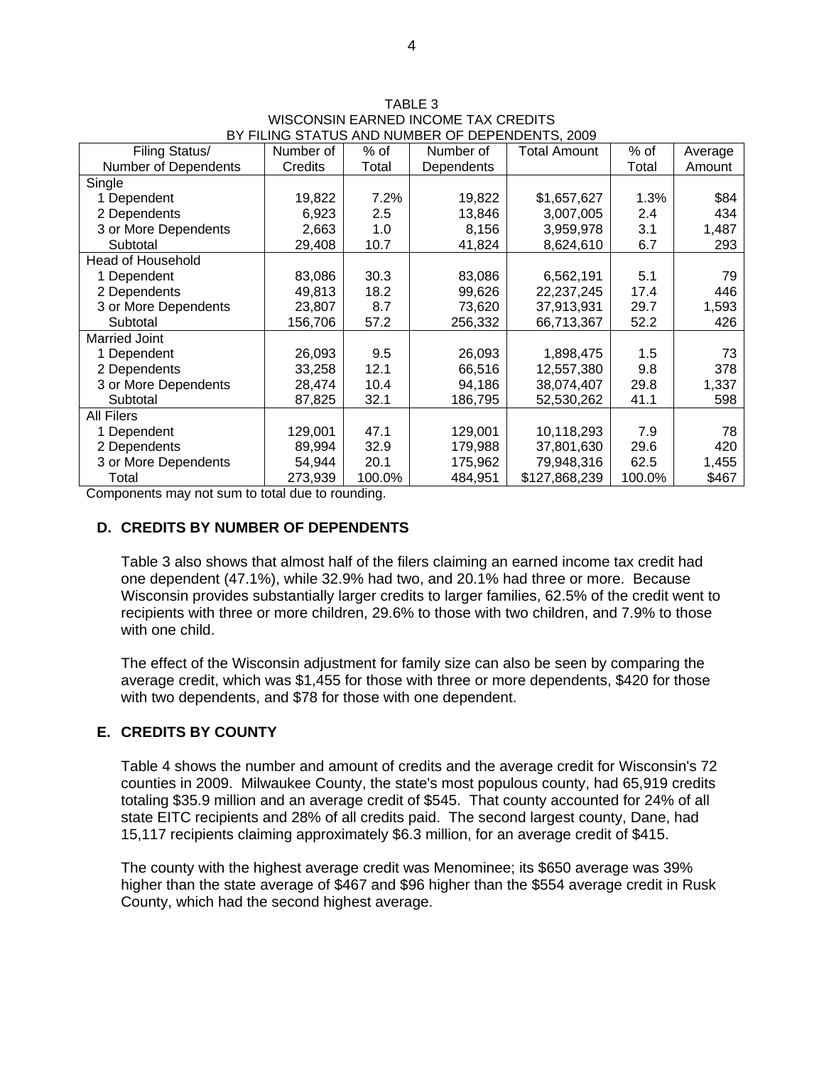TABLE 3
WISCONSIN EARNED INCOME TAX CREDITS
BY FILING STATUS AND NUMBER OF DEPENDENTS, 2009

| Filing Status/ Number of Dependents | Number of Credits | % of Total | Number of Dependents | Total Amount | % of Total | Average Amount |
|---|---|---|---|---|---|---|
| Single | | | | | | |
| 1 Dependent | 19,822 | 7.2% | 19,822 | $1,657,627 | 1.3% | $84 |
| 2 Dependents | 6,923 | 2.5 | 13,846 | 3,007,005 | 2.4 | 434 |
| 3 or More Dependents | 2,663 | 1.0 | 8,156 | 3,959,978 | 3.1 | 1,487 |
| Subtotal | 29,408 | 10.7 | 41,824 | 8,624,610 | 6.7 | 293 |
| Head of Household | | | | | | |
| 1 Dependent | 83,086 | 30.3 | 83,086 | 6,562,191 | 5.1 | 79 |
| 2 Dependents | 49,813 | 18.2 | 99,626 | 22,237,245 | 17.4 | 446 |
| 3 or More Dependents | 23,807 | 8.7 | 73,620 | 37,913,931 | 29.7 | 1,593 |
| Subtotal | 156,706 | 57.2 | 256,332 | 66,713,367 | 52.2 | 426 |
| Married Joint | | | | | | |
| 1 Dependent | 26,093 | 9.5 | 26,093 | 1,898,475 | 1.5 | 73 |
| 2 Dependents | 33,258 | 12.1 | 66,516 | 12,557,380 | 9.8 | 378 |
| 3 or More Dependents | 28,474 | 10.4 | 94,186 | 38,074,407 | 29.8 | 1,337 |
| Subtotal | 87,825 | 32.1 | 186,795 | 52,530,262 | 41.1 | 598 |
| All Filers | | | | | | |
| 1 Dependent | 129,001 | 47.1 | 129,001 | 10,118,293 | 7.9 | 78 |
| 2 Dependents | 89,994 | 32.9 | 179,988 | 37,801,630 | 29.6 | 420 |
| 3 or More Dependents | 54,944 | 20.1 | 175,962 | 79,948,316 | 62.5 | 1,455 |
| Total | 273,939 | 100.0% | 484,951 | $127,868,239 | 100.0% | $467 |

Components may not sum to total due to rounding.

## D. CREDITS BY NUMBER OF DEPENDENTS

Table 3 also shows that almost half of the filers claiming an earned income tax credit had one dependent (47.1%), while 32.9% had two, and 20.1% had three or more. Because Wisconsin provides substantially larger credits to larger families, 62.5% of the credit went to recipients with three or more children, 29.6% to those with two children, and 7.9% to those with one child.

The effect of the Wisconsin adjustment for family size can also be seen by comparing the average credit, which was $1,455 for those with three or more dependents, $420 for those with two dependents, and $78 for those with one dependent.

## E. CREDITS BY COUNTY

Table 4 shows the number and amount of credits and the average credit for Wisconsin's 72 counties in 2009. Milwaukee County, the state's most populous county, had 65,919 credits totaling $35.9 million and an average credit of $545. That county accounted for 24% of all state EITC recipients and 28% of all credits paid. The second largest county, Dane, had 15,117 recipients claiming approximately $6.3 million, for an average credit of $415.

The county with the highest average credit was Menominee; its $650 average was 39% higher than the state average of $467 and $96 higher than the $554 average credit in Rusk County, which had the second highest average.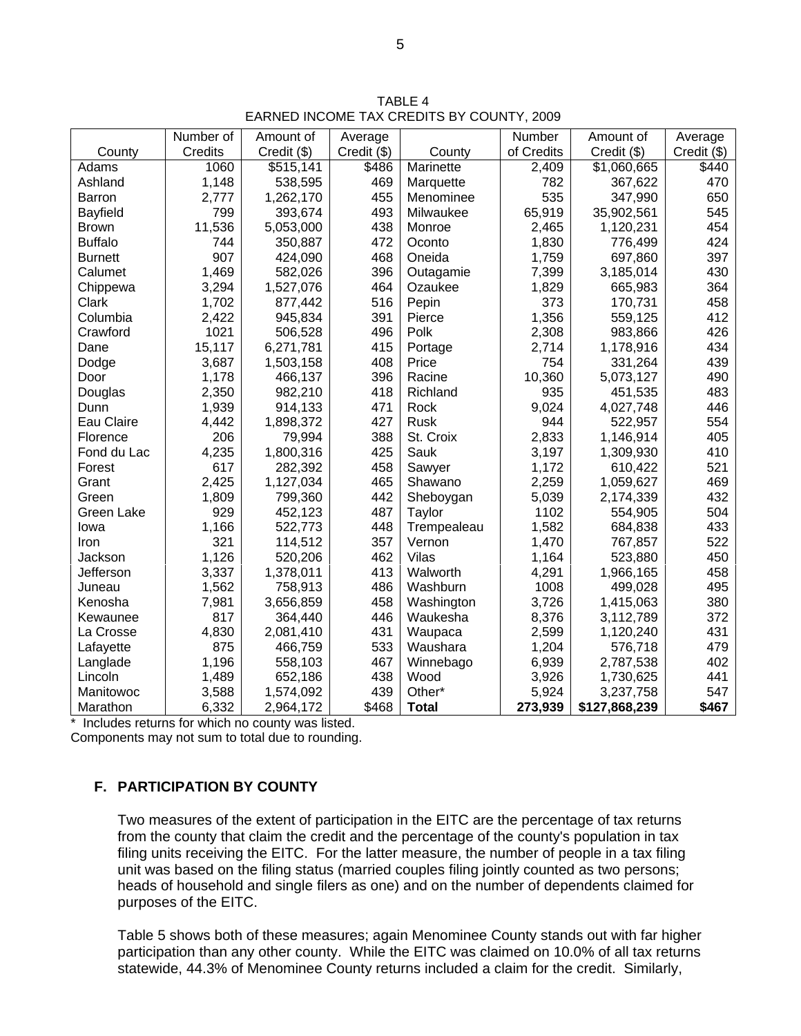TABLE 4
EARNED INCOME TAX CREDITS BY COUNTY, 2009

| County | Number of Credits | Amount of Credit ($) | Average Credit ($) | County | Number of Credits | Amount of Credit ($) | Average Credit ($) |
|---|---|---|---|---|---|---|---|
| Adams | 1060 | $515,141 | $486 | Marinette | 2,409 | $1,060,665 | $440 |
| Ashland | 1,148 | 538,595 | 469 | Marquette | 782 | 367,622 | 470 |
| Barron | 2,777 | 1,262,170 | 455 | Menominee | 535 | 347,990 | 650 |
| Bayfield | 799 | 393,674 | 493 | Milwaukee | 65,919 | 35,902,561 | 545 |
| Brown | 11,536 | 5,053,000 | 438 | Monroe | 2,465 | 1,120,231 | 454 |
| Buffalo | 744 | 350,887 | 472 | Oconto | 1,830 | 776,499 | 424 |
| Burnett | 907 | 424,090 | 468 | Oneida | 1,759 | 697,860 | 397 |
| Calumet | 1,469 | 582,026 | 396 | Outagamie | 7,399 | 3,185,014 | 430 |
| Chippewa | 3,294 | 1,527,076 | 464 | Ozaukee | 1,829 | 665,983 | 364 |
| Clark | 1,702 | 877,442 | 516 | Pepin | 373 | 170,731 | 458 |
| Columbia | 2,422 | 945,834 | 391 | Pierce | 1,356 | 559,125 | 412 |
| Crawford | 1021 | 506,528 | 496 | Polk | 2,308 | 983,866 | 426 |
| Dane | 15,117 | 6,271,781 | 415 | Portage | 2,714 | 1,178,916 | 434 |
| Dodge | 3,687 | 1,503,158 | 408 | Price | 754 | 331,264 | 439 |
| Door | 1,178 | 466,137 | 396 | Racine | 10,360 | 5,073,127 | 490 |
| Douglas | 2,350 | 982,210 | 418 | Richland | 935 | 451,535 | 483 |
| Dunn | 1,939 | 914,133 | 471 | Rock | 9,024 | 4,027,748 | 446 |
| Eau Claire | 4,442 | 1,898,372 | 427 | Rusk | 944 | 522,957 | 554 |
| Florence | 206 | 79,994 | 388 | St. Croix | 2,833 | 1,146,914 | 405 |
| Fond du Lac | 4,235 | 1,800,316 | 425 | Sauk | 3,197 | 1,309,930 | 410 |
| Forest | 617 | 282,392 | 458 | Sawyer | 1,172 | 610,422 | 521 |
| Grant | 2,425 | 1,127,034 | 465 | Shawano | 2,259 | 1,059,627 | 469 |
| Green | 1,809 | 799,360 | 442 | Sheboygan | 5,039 | 2,174,339 | 432 |
| Green Lake | 929 | 452,123 | 487 | Taylor | 1102 | 554,905 | 504 |
| Iowa | 1,166 | 522,773 | 448 | Trempealeau | 1,582 | 684,838 | 433 |
| Iron | 321 | 114,512 | 357 | Vernon | 1,470 | 767,857 | 522 |
| Jackson | 1,126 | 520,206 | 462 | Vilas | 1,164 | 523,880 | 450 |
| Jefferson | 3,337 | 1,378,011 | 413 | Walworth | 4,291 | 1,966,165 | 458 |
| Juneau | 1,562 | 758,913 | 486 | Washburn | 1008 | 499,028 | 495 |
| Kenosha | 7,981 | 3,656,859 | 458 | Washington | 3,726 | 1,415,063 | 380 |
| Kewaunee | 817 | 364,440 | 446 | Waukesha | 8,376 | 3,112,789 | 372 |
| La Crosse | 4,830 | 2,081,410 | 431 | Waupaca | 2,599 | 1,120,240 | 431 |
| Lafayette | 875 | 466,759 | 533 | Waushara | 1,204 | 576,718 | 479 |
| Langlade | 1,196 | 558,103 | 467 | Winnebago | 6,939 | 2,787,538 | 402 |
| Lincoln | 1,489 | 652,186 | 438 | Wood | 3,926 | 1,730,625 | 441 |
| Manitowoc | 3,588 | 1,574,092 | 439 | Other* | 5,924 | 3,237,758 | 547 |
| Marathon | 6,332 | 2,964,172 | $468 | **Total** | **273,939** | **$127,868,239** | **$467** |

\* Includes returns for which no county was listed.
Components may not sum to total due to rounding.

## F. PARTICIPATION BY COUNTY

Two measures of the extent of participation in the EITC are the percentage of tax returns from the county that claim the credit and the percentage of the county's population in tax filing units receiving the EITC. For the latter measure, the number of people in a tax filing unit was based on the filing status (married couples filing jointly counted as two persons; heads of household and single filers as one) and on the number of dependents claimed for purposes of the EITC.

Table 5 shows both of these measures; again Menominee County stands out with far higher participation than any other county. While the EITC was claimed on 10.0% of all tax returns statewide, 44.3% of Menominee County returns included a claim for the credit. Similarly,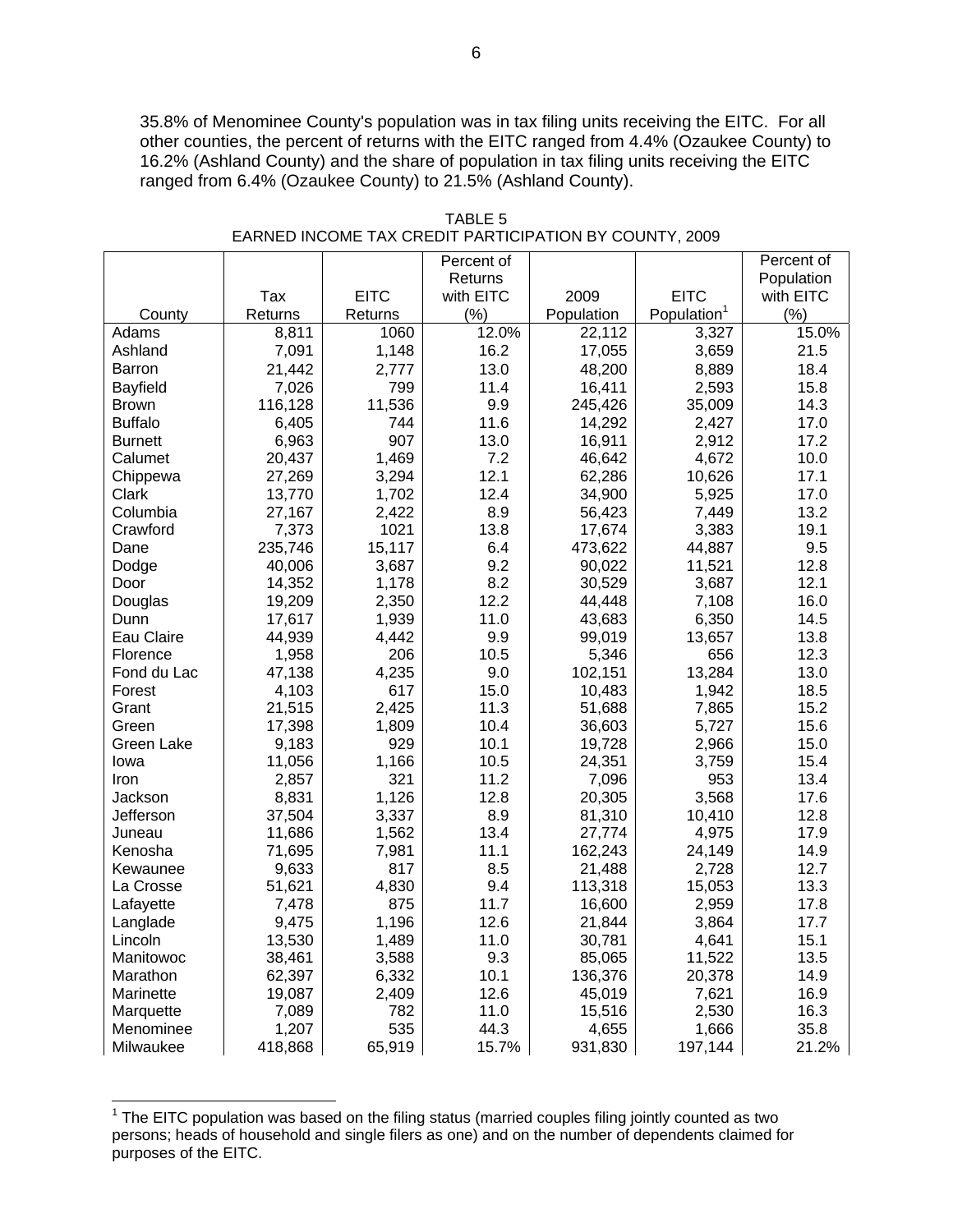35.8% of Menominee County's population was in tax filing units receiving the EITC. For all other counties, the percent of returns with the EITC ranged from 4.4% (Ozaukee County) to 16.2% (Ashland County) and the share of population in tax filing units receiving the EITC ranged from 6.4% (Ozaukee County) to 21.5% (Ashland County).

TABLE 5
EARNED INCOME TAX CREDIT PARTICIPATION BY COUNTY, 2009

| County | Tax Returns | EITC Returns | Percent of Returns with EITC (%) | 2009 Population | EITC Population[1] | Percent of Population with EITC (%) |
|---|---|---|---|---|---|---|
| Adams | 8,811 | 1060 | 12.0% | 22,112 | 3,327 | 15.0% |
| Ashland | 7,091 | 1,148 | 16.2 | 17,055 | 3,659 | 21.5 |
| Barron | 21,442 | 2,777 | 13.0 | 48,200 | 8,889 | 18.4 |
| Bayfield | 7,026 | 799 | 11.4 | 16,411 | 2,593 | 15.8 |
| Brown | 116,128 | 11,536 | 9.9 | 245,426 | 35,009 | 14.3 |
| Buffalo | 6,405 | 744 | 11.6 | 14,292 | 2,427 | 17.0 |
| Burnett | 6,963 | 907 | 13.0 | 16,911 | 2,912 | 17.2 |
| Calumet | 20,437 | 1,469 | 7.2 | 46,642 | 4,672 | 10.0 |
| Chippewa | 27,269 | 3,294 | 12.1 | 62,286 | 10,626 | 17.1 |
| Clark | 13,770 | 1,702 | 12.4 | 34,900 | 5,925 | 17.0 |
| Columbia | 27,167 | 2,422 | 8.9 | 56,423 | 7,449 | 13.2 |
| Crawford | 7,373 | 1021 | 13.8 | 17,674 | 3,383 | 19.1 |
| Dane | 235,746 | 15,117 | 6.4 | 473,622 | 44,887 | 9.5 |
| Dodge | 40,006 | 3,687 | 9.2 | 90,022 | 11,521 | 12.8 |
| Door | 14,352 | 1,178 | 8.2 | 30,529 | 3,687 | 12.1 |
| Douglas | 19,209 | 2,350 | 12.2 | 44,448 | 7,108 | 16.0 |
| Dunn | 17,617 | 1,939 | 11.0 | 43,683 | 6,350 | 14.5 |
| Eau Claire | 44,939 | 4,442 | 9.9 | 99,019 | 13,657 | 13.8 |
| Florence | 1,958 | 206 | 10.5 | 5,346 | 656 | 12.3 |
| Fond du Lac | 47,138 | 4,235 | 9.0 | 102,151 | 13,284 | 13.0 |
| Forest | 4,103 | 617 | 15.0 | 10,483 | 1,942 | 18.5 |
| Grant | 21,515 | 2,425 | 11.3 | 51,688 | 7,865 | 15.2 |
| Green | 17,398 | 1,809 | 10.4 | 36,603 | 5,727 | 15.6 |
| Green Lake | 9,183 | 929 | 10.1 | 19,728 | 2,966 | 15.0 |
| Iowa | 11,056 | 1,166 | 10.5 | 24,351 | 3,759 | 15.4 |
| Iron | 2,857 | 321 | 11.2 | 7,096 | 953 | 13.4 |
| Jackson | 8,831 | 1,126 | 12.8 | 20,305 | 3,568 | 17.6 |
| Jefferson | 37,504 | 3,337 | 8.9 | 81,310 | 10,410 | 12.8 |
| Juneau | 11,686 | 1,562 | 13.4 | 27,774 | 4,975 | 17.9 |
| Kenosha | 71,695 | 7,981 | 11.1 | 162,243 | 24,149 | 14.9 |
| Kewaunee | 9,633 | 817 | 8.5 | 21,488 | 2,728 | 12.7 |
| La Crosse | 51,621 | 4,830 | 9.4 | 113,318 | 15,053 | 13.3 |
| Lafayette | 7,478 | 875 | 11.7 | 16,600 | 2,959 | 17.8 |
| Langlade | 9,475 | 1,196 | 12.6 | 21,844 | 3,864 | 17.7 |
| Lincoln | 13,530 | 1,489 | 11.0 | 30,781 | 4,641 | 15.1 |
| Manitowoc | 38,461 | 3,588 | 9.3 | 85,065 | 11,522 | 13.5 |
| Marathon | 62,397 | 6,332 | 10.1 | 136,376 | 20,378 | 14.9 |
| Marinette | 19,087 | 2,409 | 12.6 | 45,019 | 7,621 | 16.9 |
| Marquette | 7,089 | 782 | 11.0 | 15,516 | 2,530 | 16.3 |
| Menominee | 1,207 | 535 | 44.3 | 4,655 | 1,666 | 35.8 |
| Milwaukee | 418,868 | 65,919 | 15.7% | 931,830 | 197,144 | 21.2% |

[1] The EITC population was based on the filing status (married couples filing jointly counted as two persons; heads of household and single filers as one) and on the number of dependents claimed for purposes of the EITC.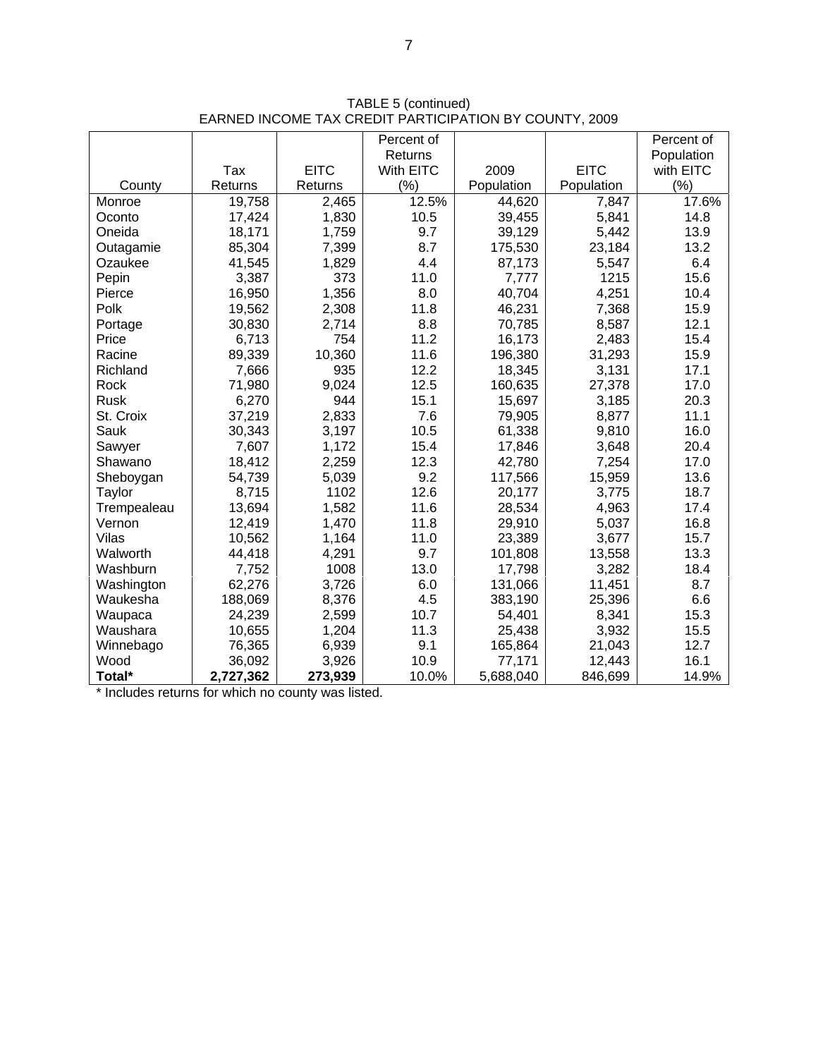TABLE 5 (continued)
EARNED INCOME TAX CREDIT PARTICIPATION BY COUNTY, 2009

| County | Tax Returns | EITC Returns | Percent of Returns With EITC (%) | 2009 Population | EITC Population | Percent of Population with EITC (%) |
|---|---|---|---|---|---|---|
| Monroe | 19,758 | 2,465 | 12.5% | 44,620 | 7,847 | 17.6% |
| Oconto | 17,424 | 1,830 | 10.5 | 39,455 | 5,841 | 14.8 |
| Oneida | 18,171 | 1,759 | 9.7 | 39,129 | 5,442 | 13.9 |
| Outagamie | 85,304 | 7,399 | 8.7 | 175,530 | 23,184 | 13.2 |
| Ozaukee | 41,545 | 1,829 | 4.4 | 87,173 | 5,547 | 6.4 |
| Pepin | 3,387 | 373 | 11.0 | 7,777 | 1215 | 15.6 |
| Pierce | 16,950 | 1,356 | 8.0 | 40,704 | 4,251 | 10.4 |
| Polk | 19,562 | 2,308 | 11.8 | 46,231 | 7,368 | 15.9 |
| Portage | 30,830 | 2,714 | 8.8 | 70,785 | 8,587 | 12.1 |
| Price | 6,713 | 754 | 11.2 | 16,173 | 2,483 | 15.4 |
| Racine | 89,339 | 10,360 | 11.6 | 196,380 | 31,293 | 15.9 |
| Richland | 7,666 | 935 | 12.2 | 18,345 | 3,131 | 17.1 |
| Rock | 71,980 | 9,024 | 12.5 | 160,635 | 27,378 | 17.0 |
| Rusk | 6,270 | 944 | 15.1 | 15,697 | 3,185 | 20.3 |
| St. Croix | 37,219 | 2,833 | 7.6 | 79,905 | 8,877 | 11.1 |
| Sauk | 30,343 | 3,197 | 10.5 | 61,338 | 9,810 | 16.0 |
| Sawyer | 7,607 | 1,172 | 15.4 | 17,846 | 3,648 | 20.4 |
| Shawano | 18,412 | 2,259 | 12.3 | 42,780 | 7,254 | 17.0 |
| Sheboygan | 54,739 | 5,039 | 9.2 | 117,566 | 15,959 | 13.6 |
| Taylor | 8,715 | 1102 | 12.6 | 20,177 | 3,775 | 18.7 |
| Trempealeau | 13,694 | 1,582 | 11.6 | 28,534 | 4,963 | 17.4 |
| Vernon | 12,419 | 1,470 | 11.8 | 29,910 | 5,037 | 16.8 |
| Vilas | 10,562 | 1,164 | 11.0 | 23,389 | 3,677 | 15.7 |
| Walworth | 44,418 | 4,291 | 9.7 | 101,808 | 13,558 | 13.3 |
| Washburn | 7,752 | 1008 | 13.0 | 17,798 | 3,282 | 18.4 |
| Washington | 62,276 | 3,726 | 6.0 | 131,066 | 11,451 | 8.7 |
| Waukesha | 188,069 | 8,376 | 4.5 | 383,190 | 25,396 | 6.6 |
| Waupaca | 24,239 | 2,599 | 10.7 | 54,401 | 8,341 | 15.3 |
| Waushara | 10,655 | 1,204 | 11.3 | 25,438 | 3,932 | 15.5 |
| Winnebago | 76,365 | 6,939 | 9.1 | 165,864 | 21,043 | 12.7 |
| Wood | 36,092 | 3,926 | 10.9 | 77,171 | 12,443 | 16.1 |
| **Total*** | **2,727,362** | **273,939** | 10.0% | 5,688,040 | 846,699 | 14.9% |

* Includes returns for which no county was listed.